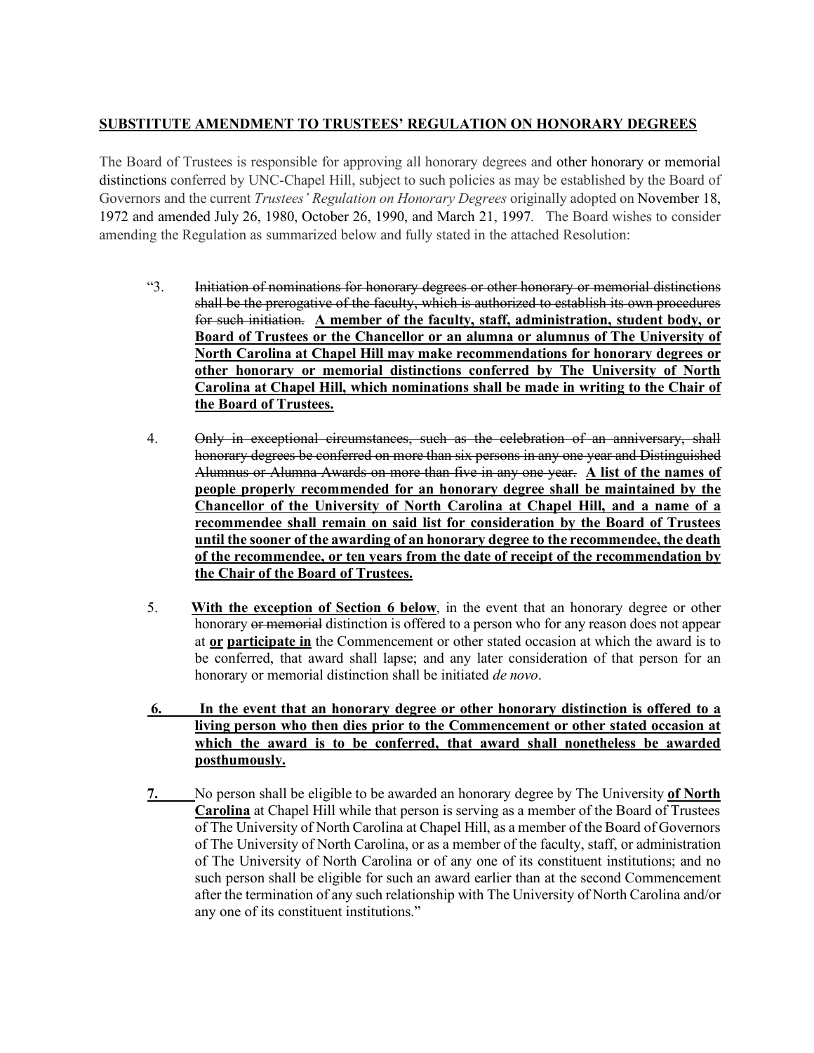**SUBSTITUTE AMENDMENT TO TRUSTEES' REGULATION ON HONORARY DEGREES**

The Board of Trustees is responsible for approving all honorary degrees and other honorary or memorial distinctions conferred by UNC-Chapel Hill, subject to such policies as may be established by the Board of Governors and the current *Trustees' Regulation on Honorary Degrees* originally adopted on November 18, 1972 and amended July 26, 1980, October 26, 1990, and March 21, 1997. The Board wishes to consider amending the Regulation as summarized below and fully stated in the attached Resolution:

"3. ~~Initiation of nominations for honorary degrees or other honorary or memorial distinctions shall be the prerogative of the faculty, which is authorized to establish its own procedures for such initiation.~~ **<u>A member of the faculty, staff, administration, student body, or Board of Trustees or the Chancellor or an alumna or alumnus of The University of North Carolina at Chapel Hill may make recommendations for honorary degrees or other honorary or memorial distinctions conferred by The University of North Carolina at Chapel Hill, which nominations shall be made in writing to the Chair of the Board of Trustees.</u>**

4. ~~Only in exceptional circumstances, such as the celebration of an anniversary, shall honorary degrees be conferred on more than six persons in any one year and Distinguished Alumnus or Alumna Awards on more than five in any one year.~~ **<u>A list of the names of people properly recommended for an honorary degree shall be maintained by the Chancellor of the University of North Carolina at Chapel Hill, and a name of a recommendee shall remain on said list for consideration by the Board of Trustees until the sooner of the awarding of an honorary degree to the recommendee, the death of the recommendee, or ten years from the date of receipt of the recommendation by the Chair of the Board of Trustees.</u>**

5. **<u>With the exception of Section 6 below</u>**, in the event that an honorary degree or other honorary ~~or memorial~~ distinction is offered to a person who for any reason does not appear at **<u>or</u>** **<u>participate in</u>** the Commencement or other stated occasion at which the award is to be conferred, that award shall lapse; and any later consideration of that person for an honorary or memorial distinction shall be initiated *de novo*.

**<u>6. In the event that an honorary degree or other honorary distinction is offered to a living person who then dies prior to the Commencement or other stated occasion at which the award is to be conferred, that award shall nonetheless be awarded posthumously.</u>**

**<u>7.</u>** No person shall be eligible to be awarded an honorary degree by The University **<u>of North Carolina</u>** at Chapel Hill while that person is serving as a member of the Board of Trustees of The University of North Carolina at Chapel Hill, as a member of the Board of Governors of The University of North Carolina, or as a member of the faculty, staff, or administration of The University of North Carolina or of any one of its constituent institutions; and no such person shall be eligible for such an award earlier than at the second Commencement after the termination of any such relationship with The University of North Carolina and/or any one of its constituent institutions."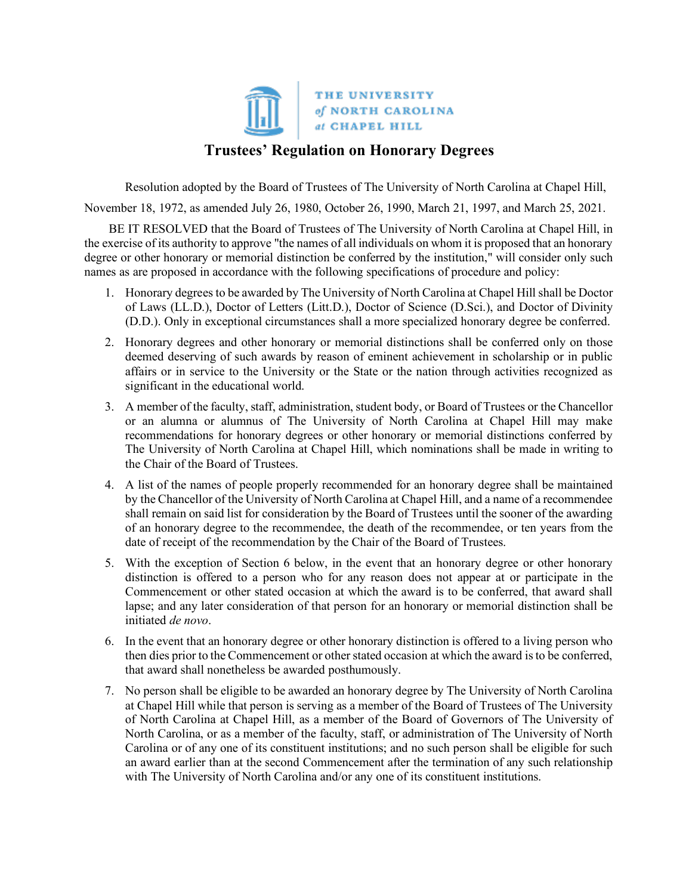# Trustees' Regulation on Honorary Degrees

Resolution adopted by the Board of Trustees of The University of North Carolina at Chapel Hill, November 18, 1972, as amended July 26, 1980, October 26, 1990, March 21, 1997, and March 25, 2021.

BE IT RESOLVED that the Board of Trustees of The University of North Carolina at Chapel Hill, in the exercise of its authority to approve "the names of all individuals on whom it is proposed that an honorary degree or other honorary or memorial distinction be conferred by the institution," will consider only such names as are proposed in accordance with the following specifications of procedure and policy:

1. Honorary degrees to be awarded by The University of North Carolina at Chapel Hill shall be Doctor of Laws (LL.D.), Doctor of Letters (Litt.D.), Doctor of Science (D.Sci.), and Doctor of Divinity (D.D.). Only in exceptional circumstances shall a more specialized honorary degree be conferred.
2. Honorary degrees and other honorary or memorial distinctions shall be conferred only on those deemed deserving of such awards by reason of eminent achievement in scholarship or in public affairs or in service to the University or the State or the nation through activities recognized as significant in the educational world.
3. A member of the faculty, staff, administration, student body, or Board of Trustees or the Chancellor or an alumna or alumnus of The University of North Carolina at Chapel Hill may make recommendations for honorary degrees or other honorary or memorial distinctions conferred by The University of North Carolina at Chapel Hill, which nominations shall be made in writing to the Chair of the Board of Trustees.
4. A list of the names of people properly recommended for an honorary degree shall be maintained by the Chancellor of the University of North Carolina at Chapel Hill, and a name of a recommendee shall remain on said list for consideration by the Board of Trustees until the sooner of the awarding of an honorary degree to the recommendee, the death of the recommendee, or ten years from the date of receipt of the recommendation by the Chair of the Board of Trustees.
5. With the exception of Section 6 below, in the event that an honorary degree or other honorary distinction is offered to a person who for any reason does not appear at or participate in the Commencement or other stated occasion at which the award is to be conferred, that award shall lapse; and any later consideration of that person for an honorary or memorial distinction shall be initiated *de novo*.
6. In the event that an honorary degree or other honorary distinction is offered to a living person who then dies prior to the Commencement or other stated occasion at which the award is to be conferred, that award shall nonetheless be awarded posthumously.
7. No person shall be eligible to be awarded an honorary degree by The University of North Carolina at Chapel Hill while that person is serving as a member of the Board of Trustees of The University of North Carolina at Chapel Hill, as a member of the Board of Governors of The University of North Carolina, or as a member of the faculty, staff, or administration of The University of North Carolina or of any one of its constituent institutions; and no such person shall be eligible for such an award earlier than at the second Commencement after the termination of any such relationship with The University of North Carolina and/or any one of its constituent institutions.